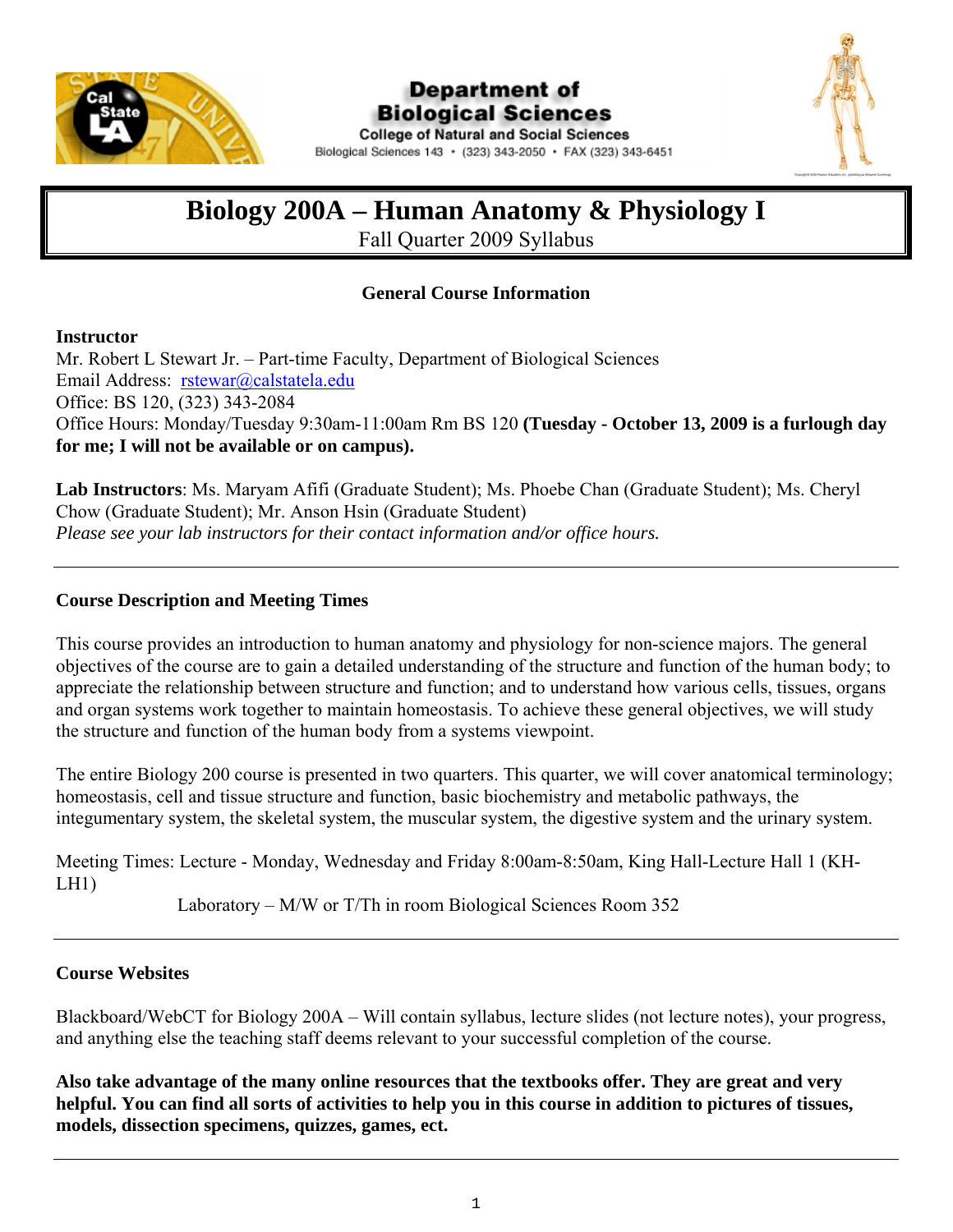**Department of Biological Sciences**
College of Natural and Social Sciences
Biological Sciences 143 • (323) 343-2050 • FAX (323) 343-6451

# Biology 200A – Human Anatomy & Physiology I

Fall Quarter 2009 Syllabus

## General Course Information

**Instructor**
Mr. Robert L Stewart Jr. – Part-time Faculty, Department of Biological Sciences
Email Address: rstewar@calstatela.edu
Office: BS 120, (323) 343-2084
Office Hours: Monday/Tuesday 9:30am-11:00am Rm BS 120 **(Tuesday - October 13, 2009 is a furlough day for me; I will not be available or on campus).**

**Lab Instructors**: Ms. Maryam Afifi (Graduate Student); Ms. Phoebe Chan (Graduate Student); Ms. Cheryl Chow (Graduate Student); Mr. Anson Hsin (Graduate Student)
*Please see your lab instructors for their contact information and/or office hours.*

---

### Course Description and Meeting Times

This course provides an introduction to human anatomy and physiology for non-science majors. The general objectives of the course are to gain a detailed understanding of the structure and function of the human body; to appreciate the relationship between structure and function; and to understand how various cells, tissues, organs and organ systems work together to maintain homeostasis. To achieve these general objectives, we will study the structure and function of the human body from a systems viewpoint.

The entire Biology 200 course is presented in two quarters. This quarter, we will cover anatomical terminology; homeostasis, cell and tissue structure and function, basic biochemistry and metabolic pathways, the integumentary system, the skeletal system, the muscular system, the digestive system and the urinary system.

Meeting Times: Lecture - Monday, Wednesday and Friday 8:00am-8:50am, King Hall-Lecture Hall 1 (KH-LH1)
Laboratory – M/W or T/Th in room Biological Sciences Room 352

---

### Course Websites

Blackboard/WebCT for Biology 200A – Will contain syllabus, lecture slides (not lecture notes), your progress, and anything else the teaching staff deems relevant to your successful completion of the course.

**Also take advantage of the many online resources that the textbooks offer. They are great and very helpful. You can find all sorts of activities to help you in this course in addition to pictures of tissues, models, dissection specimens, quizzes, games, ect.**

---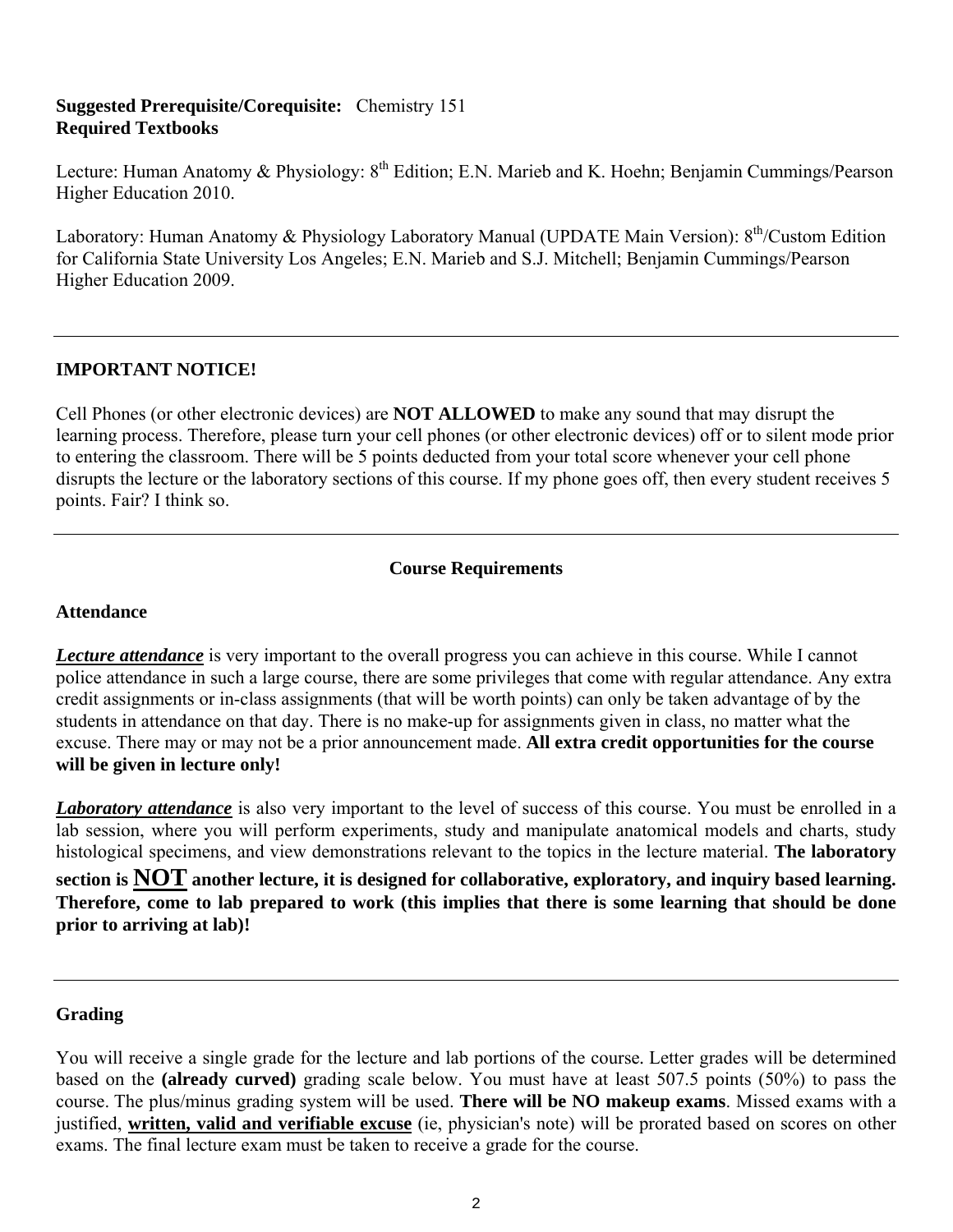**Suggested Prerequisite/Corequisite:** Chemistry 151
**Required Textbooks**

Lecture: Human Anatomy & Physiology: 8th Edition; E.N. Marieb and K. Hoehn; Benjamin Cummings/Pearson Higher Education 2010.

Laboratory: Human Anatomy & Physiology Laboratory Manual (UPDATE Main Version): 8th/Custom Edition for California State University Los Angeles; E.N. Marieb and S.J. Mitchell; Benjamin Cummings/Pearson Higher Education 2009.

---

**IMPORTANT NOTICE!**

Cell Phones (or other electronic devices) are **NOT ALLOWED** to make any sound that may disrupt the learning process. Therefore, please turn your cell phones (or other electronic devices) off or to silent mode prior to entering the classroom. There will be 5 points deducted from your total score whenever your cell phone disrupts the lecture or the laboratory sections of this course. If my phone goes off, then every student receives 5 points. Fair? I think so.

---

## Course Requirements

### Attendance

***Lecture attendance*** is very important to the overall progress you can achieve in this course. While I cannot police attendance in such a large course, there are some privileges that come with regular attendance. Any extra credit assignments or in-class assignments (that will be worth points) can only be taken advantage of by the students in attendance on that day. There is no make-up for assignments given in class, no matter what the excuse. There may or may not be a prior announcement made. **All extra credit opportunities for the course will be given in lecture only!**

***Laboratory attendance*** is also very important to the level of success of this course. You must be enrolled in a lab session, where you will perform experiments, study and manipulate anatomical models and charts, study histological specimens, and view demonstrations relevant to the topics in the lecture material. **The laboratory section is NOT another lecture, it is designed for collaborative, exploratory, and inquiry based learning. Therefore, come to lab prepared to work (this implies that there is some learning that should be done prior to arriving at lab)!**

---

### Grading

You will receive a single grade for the lecture and lab portions of the course. Letter grades will be determined based on the **(already curved)** grading scale below. You must have at least 507.5 points (50%) to pass the course. The plus/minus grading system will be used. **There will be NO makeup exams**. Missed exams with a justified, **written, valid and verifiable excuse** (ie, physician's note) will be prorated based on scores on other exams. The final lecture exam must be taken to receive a grade for the course.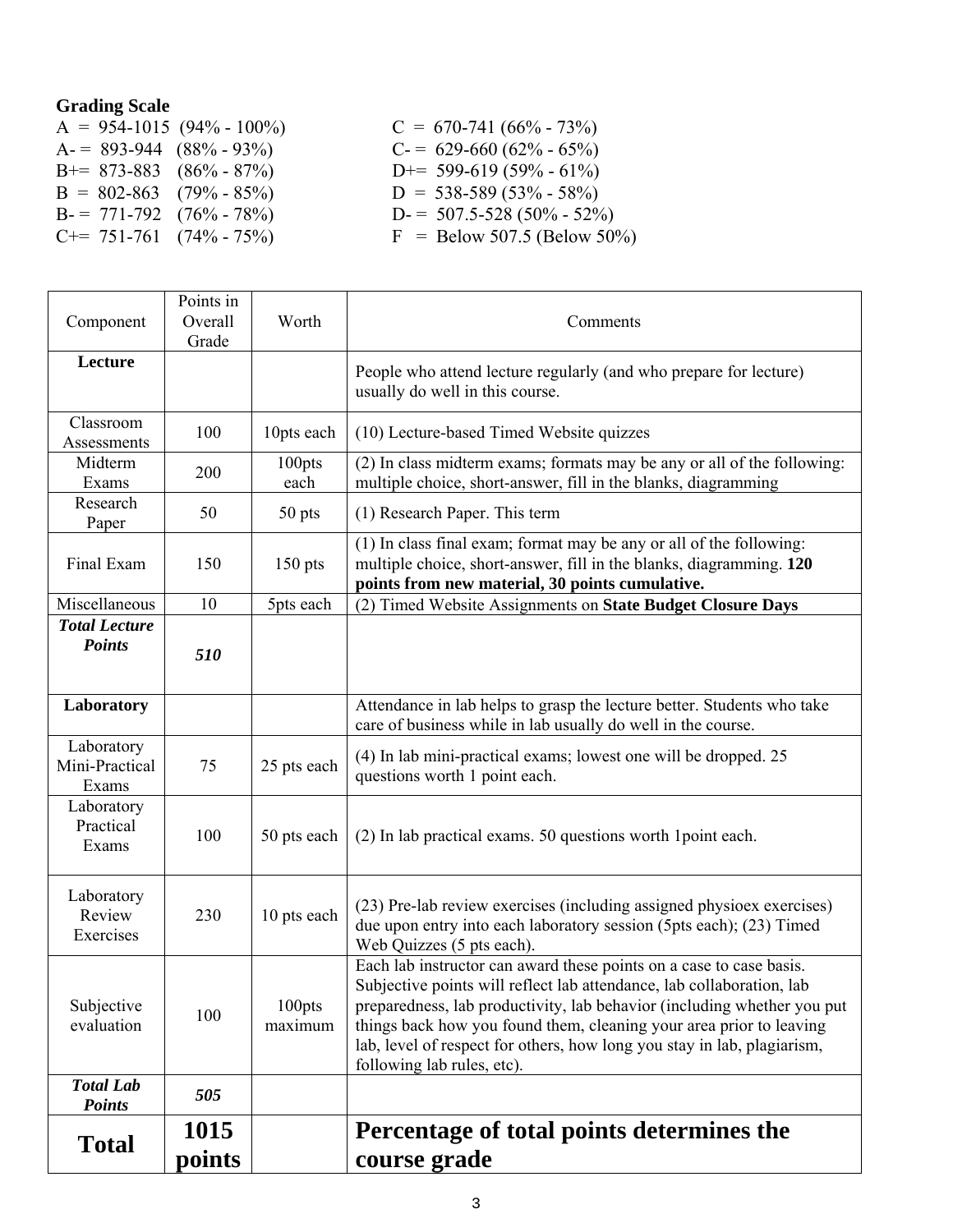**Grading Scale**

A = 954-1015 (94% - 100%)
A- = 893-944 (88% - 93%)
B+= 873-883 (86% - 87%)
B = 802-863 (79% - 85%)
B- = 771-792 (76% - 78%)
C+= 751-761 (74% - 75%)
C = 670-741 (66% - 73%)
C- = 629-660 (62% - 65%)
D+= 599-619 (59% - 61%)
D = 538-589 (53% - 58%)
D- = 507.5-528 (50% - 52%)
F = Below 507.5 (Below 50%)

| Component | Points in Overall Grade | Worth | Comments |
|---|---|---|---|
| **Lecture** | | | People who attend lecture regularly (and who prepare for lecture) usually do well in this course. |
| Classroom Assessments | 100 | 10pts each | (10) Lecture-based Timed Website quizzes |
| Midterm Exams | 200 | 100pts each | (2) In class midterm exams; formats may be any or all of the following: multiple choice, short-answer, fill in the blanks, diagramming |
| Research Paper | 50 | 50 pts | (1) Research Paper. This term |
| Final Exam | 150 | 150 pts | (1) In class final exam; format may be any or all of the following: multiple choice, short-answer, fill in the blanks, diagramming. **120 points from new material, 30 points cumulative.** |
| Miscellaneous | 10 | 5pts each | (2) Timed Website Assignments on **State Budget Closure Days** |
| ***Total Lecture Points*** | ***510*** | | |
| **Laboratory** | | | Attendance in lab helps to grasp the lecture better. Students who take care of business while in lab usually do well in the course. |
| Laboratory Mini-Practical Exams | 75 | 25 pts each | (4) In lab mini-practical exams; lowest one will be dropped. 25 questions worth 1 point each. |
| Laboratory Practical Exams | 100 | 50 pts each | (2) In lab practical exams. 50 questions worth 1point each. |
| Laboratory Review Exercises | 230 | 10 pts each | (23) Pre-lab review exercises (including assigned physioex exercises) due upon entry into each laboratory session (5pts each); (23) Timed Web Quizzes (5 pts each). |
| Subjective evaluation | 100 | 100pts maximum | Each lab instructor can award these points on a case to case basis. Subjective points will reflect lab attendance, lab collaboration, lab preparedness, lab productivity, lab behavior (including whether you put things back how you found them, cleaning your area prior to leaving lab, level of respect for others, how long you stay in lab, plagiarism, following lab rules, etc). |
| ***Total Lab Points*** | ***505*** | | |
| **Total** | **1015 points** | | **Percentage of total points determines the course grade** |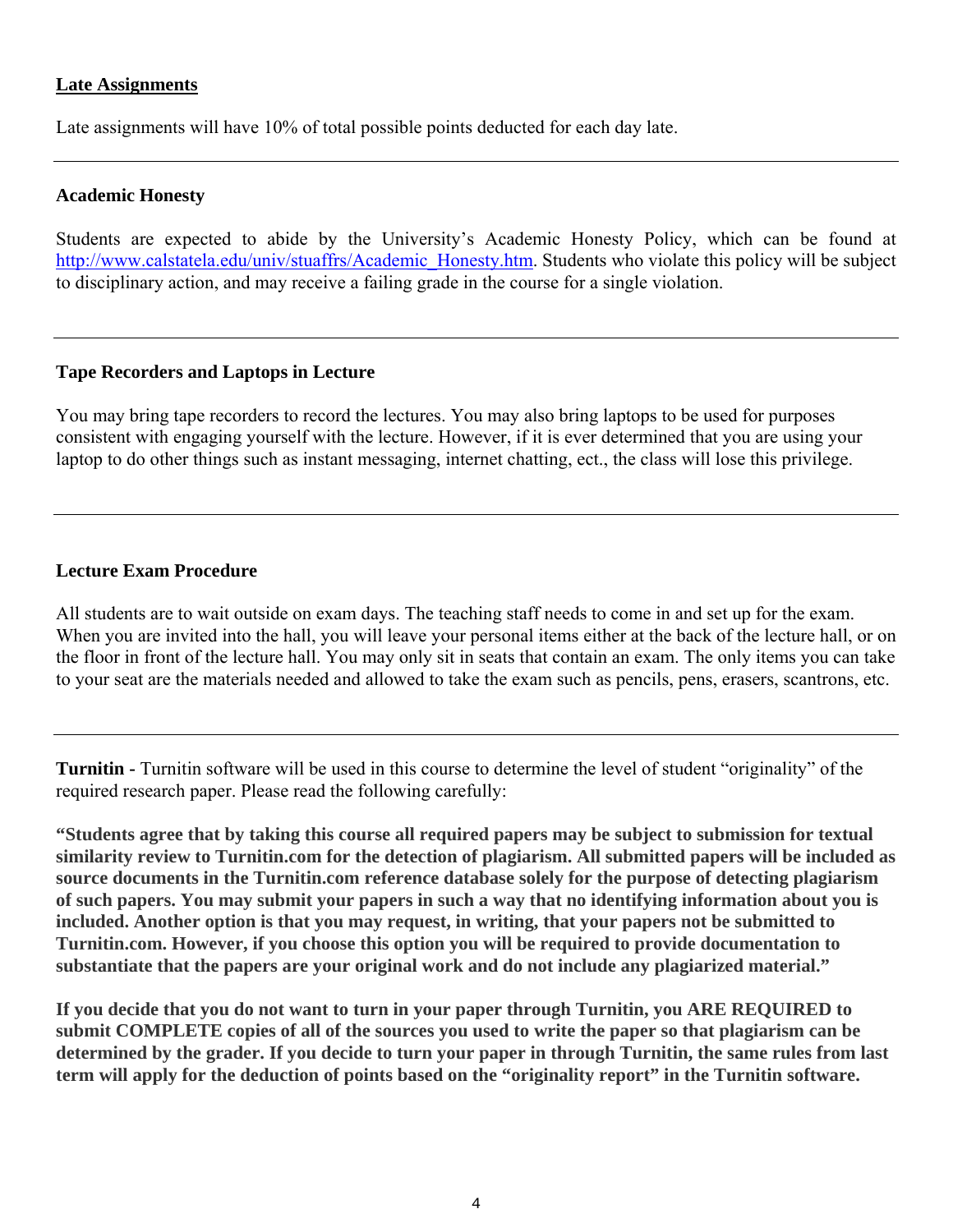## Late Assignments

Late assignments will have 10% of total possible points deducted for each day late.

---

### Academic Honesty

Students are expected to abide by the University's Academic Honesty Policy, which can be found at http://www.calstatela.edu/univ/stuaffrs/Academic_Honesty.htm. Students who violate this policy will be subject to disciplinary action, and may receive a failing grade in the course for a single violation.

---

### Tape Recorders and Laptops in Lecture

You may bring tape recorders to record the lectures. You may also bring laptops to be used for purposes consistent with engaging yourself with the lecture. However, if it is ever determined that you are using your laptop to do other things such as instant messaging, internet chatting, ect., the class will lose this privilege.

---

### Lecture Exam Procedure

All students are to wait outside on exam days. The teaching staff needs to come in and set up for the exam. When you are invited into the hall, you will leave your personal items either at the back of the lecture hall, or on the floor in front of the lecture hall. You may only sit in seats that contain an exam. The only items you can take to your seat are the materials needed and allowed to take the exam such as pencils, pens, erasers, scantrons, etc.

---

**Turnitin -** Turnitin software will be used in this course to determine the level of student "originality" of the required research paper. Please read the following carefully:

**"Students agree that by taking this course all required papers may be subject to submission for textual similarity review to Turnitin.com for the detection of plagiarism. All submitted papers will be included as source documents in the Turnitin.com reference database solely for the purpose of detecting plagiarism of such papers. You may submit your papers in such a way that no identifying information about you is included. Another option is that you may request, in writing, that your papers not be submitted to Turnitin.com. However, if you choose this option you will be required to provide documentation to substantiate that the papers are your original work and do not include any plagiarized material."**

**If you decide that you do not want to turn in your paper through Turnitin, you ARE REQUIRED to submit COMPLETE copies of all of the sources you used to write the paper so that plagiarism can be determined by the grader. If you decide to turn your paper in through Turnitin, the same rules from last term will apply for the deduction of points based on the "originality report" in the Turnitin software.**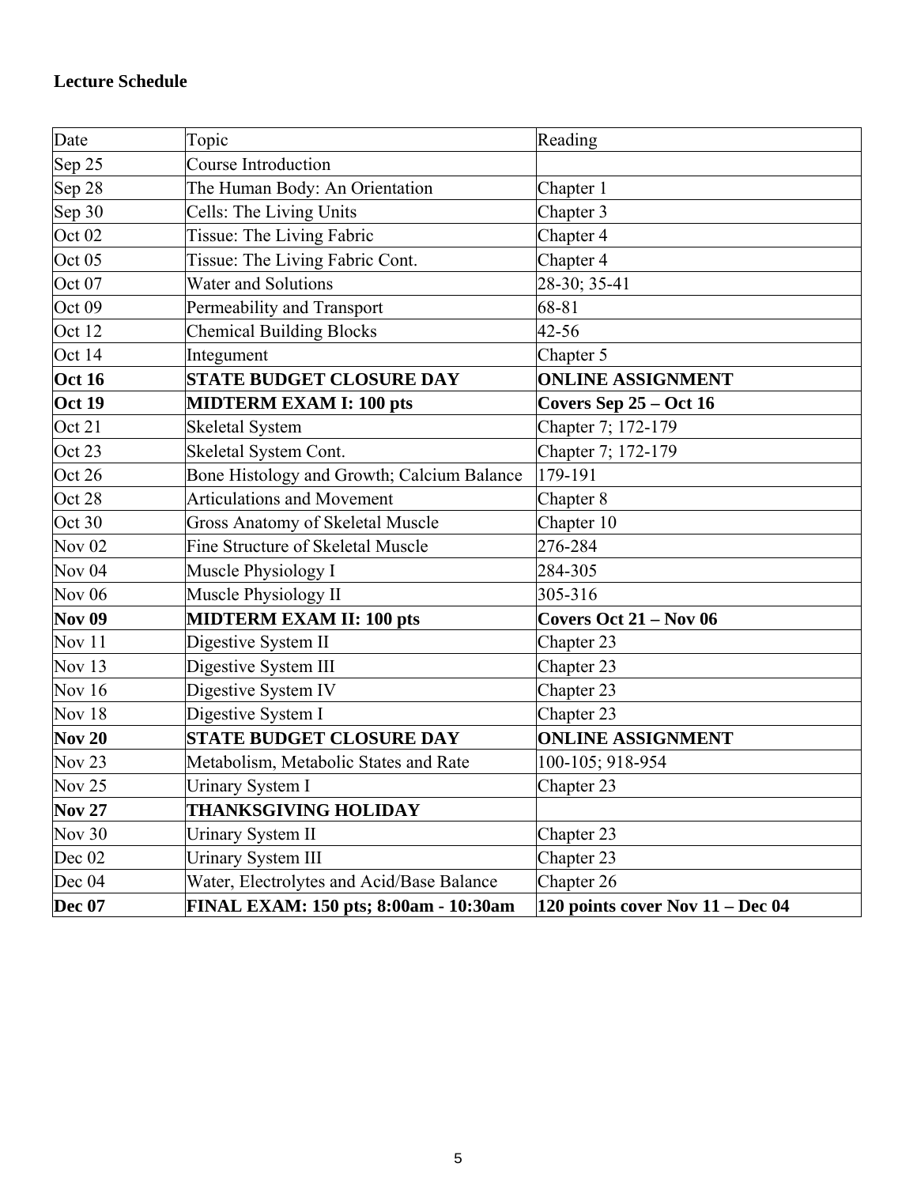**Lecture Schedule**

| Date | Topic | Reading |
|---|---|---|
| Sep 25 | Course Introduction | |
| Sep 28 | The Human Body: An Orientation | Chapter 1 |
| Sep 30 | Cells: The Living Units | Chapter 3 |
| Oct 02 | Tissue: The Living Fabric | Chapter 4 |
| Oct 05 | Tissue: The Living Fabric Cont. | Chapter 4 |
| Oct 07 | Water and Solutions | 28-30; 35-41 |
| Oct 09 | Permeability and Transport | 68-81 |
| Oct 12 | Chemical Building Blocks | 42-56 |
| Oct 14 | Integument | Chapter 5 |
| **Oct 16** | **STATE BUDGET CLOSURE DAY** | **ONLINE ASSIGNMENT** |
| **Oct 19** | **MIDTERM EXAM I: 100 pts** | **Covers Sep 25 – Oct 16** |
| Oct 21 | Skeletal System | Chapter 7; 172-179 |
| Oct 23 | Skeletal System Cont. | Chapter 7; 172-179 |
| Oct 26 | Bone Histology and Growth; Calcium Balance | 179-191 |
| Oct 28 | Articulations and Movement | Chapter 8 |
| Oct 30 | Gross Anatomy of Skeletal Muscle | Chapter 10 |
| Nov 02 | Fine Structure of Skeletal Muscle | 276-284 |
| Nov 04 | Muscle Physiology I | 284-305 |
| Nov 06 | Muscle Physiology II | 305-316 |
| **Nov 09** | **MIDTERM EXAM II: 100 pts** | **Covers Oct 21 – Nov 06** |
| Nov 11 | Digestive System II | Chapter 23 |
| Nov 13 | Digestive System III | Chapter 23 |
| Nov 16 | Digestive System IV | Chapter 23 |
| Nov 18 | Digestive System I | Chapter 23 |
| **Nov 20** | **STATE BUDGET CLOSURE DAY** | **ONLINE ASSIGNMENT** |
| Nov 23 | Metabolism, Metabolic States and Rate | 100-105; 918-954 |
| Nov 25 | Urinary System I | Chapter 23 |
| **Nov 27** | **THANKSGIVING HOLIDAY** | |
| Nov 30 | Urinary System II | Chapter 23 |
| Dec 02 | Urinary System III | Chapter 23 |
| Dec 04 | Water, Electrolytes and Acid/Base Balance | Chapter 26 |
| **Dec 07** | **FINAL EXAM: 150 pts; 8:00am - 10:30am** | **120 points cover Nov 11 – Dec 04** |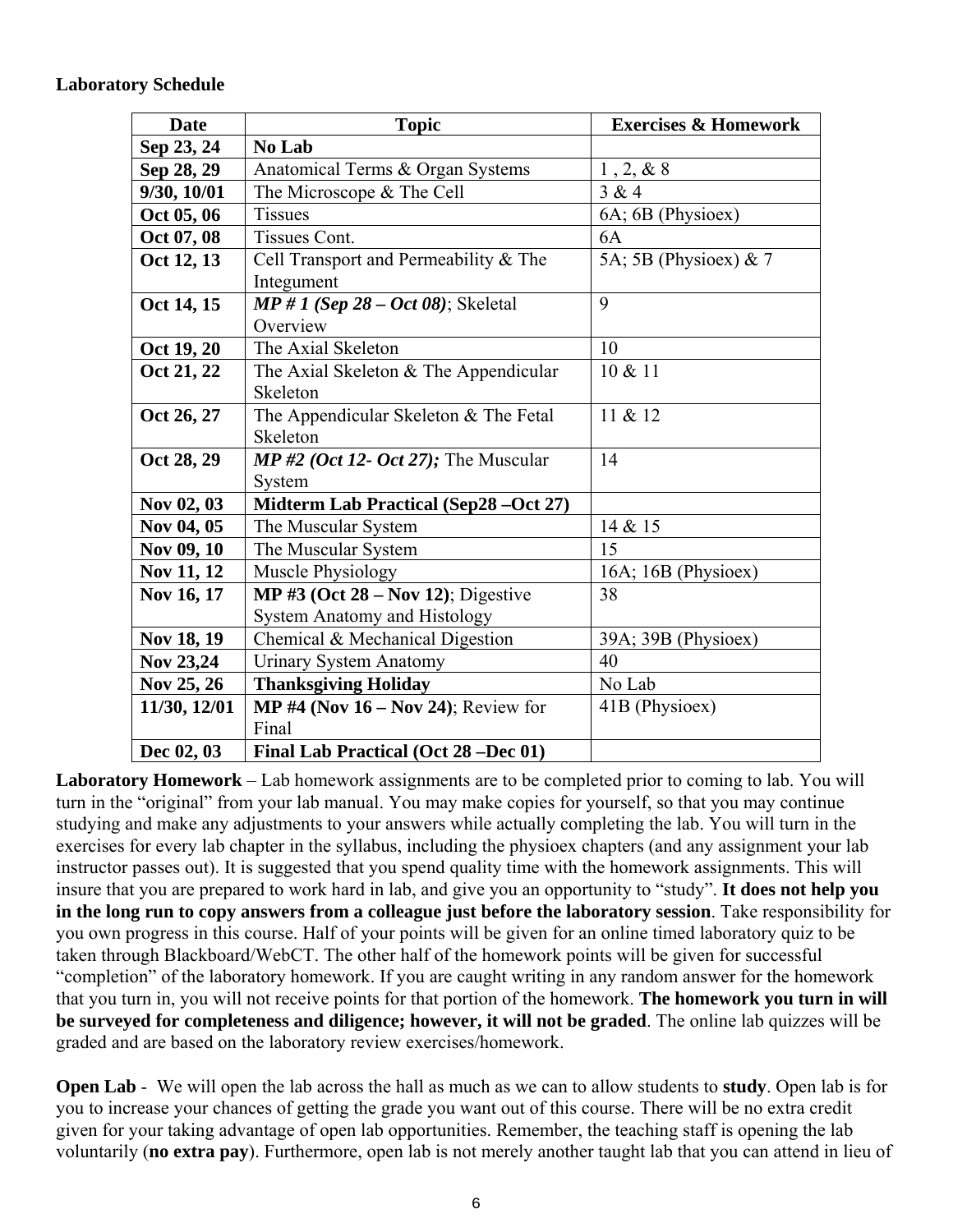**Laboratory Schedule**

| Date | Topic | Exercises & Homework |
|---|---|---|
| **Sep 23, 24** | **No Lab** | |
| **Sep 28, 29** | Anatomical Terms & Organ Systems | 1 , 2, & 8 |
| **9/30, 10/01** | The Microscope & The Cell | 3 & 4 |
| **Oct 05, 06** | Tissues | 6A; 6B (Physioex) |
| **Oct 07, 08** | Tissues Cont. | 6A |
| **Oct 12, 13** | Cell Transport and Permeability & The Integument | 5A; 5B (Physioex) & 7 |
| **Oct 14, 15** | ***MP # 1 (Sep 28 – Oct 08)***; Skeletal Overview | 9 |
| **Oct 19, 20** | The Axial Skeleton | 10 |
| **Oct 21, 22** | The Axial Skeleton & The Appendicular Skeleton | 10 & 11 |
| **Oct 26, 27** | The Appendicular Skeleton & The Fetal Skeleton | 11 & 12 |
| **Oct 28, 29** | ***MP #2 (Oct 12- Oct 27);*** The Muscular System | 14 |
| **Nov 02, 03** | **Midterm Lab Practical (Sep28 –Oct 27)** | |
| **Nov 04, 05** | The Muscular System | 14 & 15 |
| **Nov 09, 10** | The Muscular System | 15 |
| **Nov 11, 12** | Muscle Physiology | 16A; 16B (Physioex) |
| **Nov 16, 17** | **MP #3 (Oct 28 – Nov 12)**; Digestive System Anatomy and Histology | 38 |
| **Nov 18, 19** | Chemical & Mechanical Digestion | 39A; 39B (Physioex) |
| **Nov 23,24** | Urinary System Anatomy | 40 |
| **Nov 25, 26** | **Thanksgiving Holiday** | No Lab |
| **11/30, 12/01** | **MP #4 (Nov 16 – Nov 24)**; Review for Final | 41B (Physioex) |
| **Dec 02, 03** | **Final Lab Practical (Oct 28 –Dec 01)** | |

**Laboratory Homework** – Lab homework assignments are to be completed prior to coming to lab. You will turn in the "original" from your lab manual. You may make copies for yourself, so that you may continue studying and make any adjustments to your answers while actually completing the lab. You will turn in the exercises for every lab chapter in the syllabus, including the physioex chapters (and any assignment your lab instructor passes out). It is suggested that you spend quality time with the homework assignments. This will insure that you are prepared to work hard in lab, and give you an opportunity to "study". **It does not help you in the long run to copy answers from a colleague just before the laboratory session**. Take responsibility for you own progress in this course. Half of your points will be given for an online timed laboratory quiz to be taken through Blackboard/WebCT. The other half of the homework points will be given for successful "completion" of the laboratory homework. If you are caught writing in any random answer for the homework that you turn in, you will not receive points for that portion of the homework. **The homework you turn in will be surveyed for completeness and diligence; however, it will not be graded**. The online lab quizzes will be graded and are based on the laboratory review exercises/homework.

**Open Lab** - We will open the lab across the hall as much as we can to allow students to **study**. Open lab is for you to increase your chances of getting the grade you want out of this course. There will be no extra credit given for your taking advantage of open lab opportunities. Remember, the teaching staff is opening the lab voluntarily (**no extra pay**). Furthermore, open lab is not merely another taught lab that you can attend in lieu of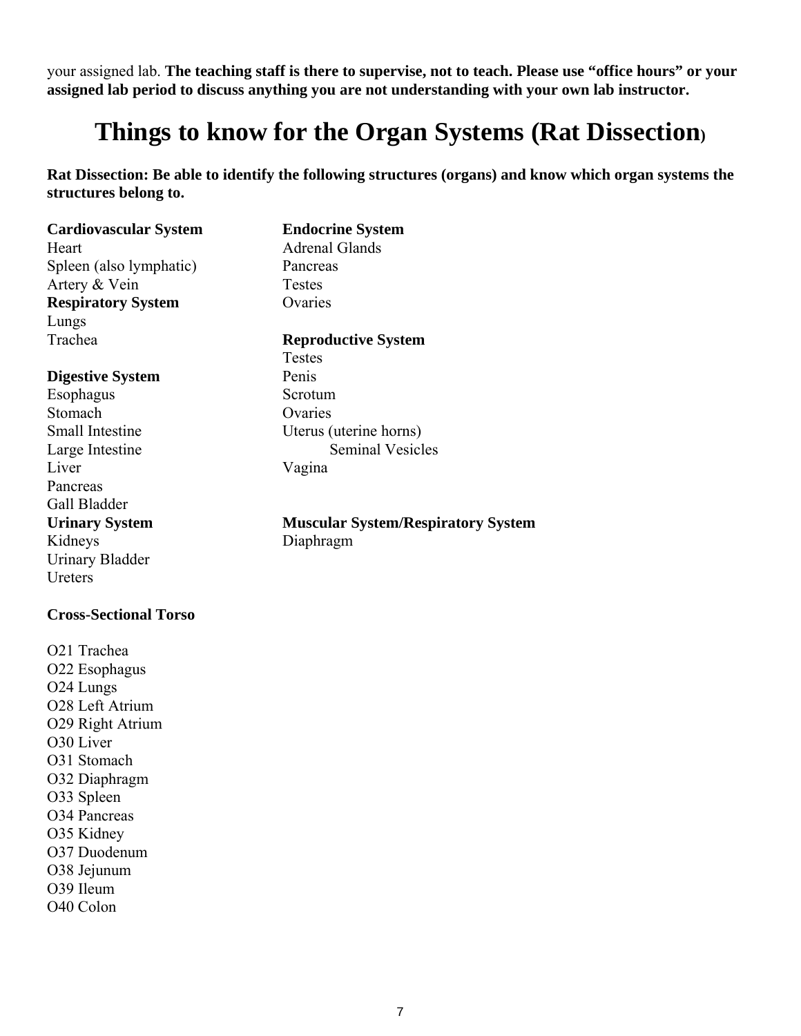your assigned lab. **The teaching staff is there to supervise, not to teach. Please use "office hours" or your assigned lab period to discuss anything you are not understanding with your own lab instructor.**

# Things to know for the Organ Systems (Rat Dissection)

**Rat Dissection: Be able to identify the following structures (organs) and know which organ systems the structures belong to.**

**Cardiovascular System**
Heart
Spleen (also lymphatic)
Artery & Vein

**Respiratory System**
Lungs
Trachea

**Digestive System**
Esophagus
Stomach
Small Intestine
Large Intestine
Liver
Pancreas
Gall Bladder

**Urinary System**
Kidneys
Urinary Bladder
Ureters

**Endocrine System**
Adrenal Glands
Pancreas
Testes
Ovaries

**Reproductive System**
Testes
Penis
Scrotum
Ovaries
Uterus (uterine horns)
Seminal Vesicles
Vagina

**Muscular System/Respiratory System**
Diaphragm

**Cross-Sectional Torso**

O21 Trachea
O22 Esophagus
O24 Lungs
O28 Left Atrium
O29 Right Atrium
O30 Liver
O31 Stomach
O32 Diaphragm
O33 Spleen
O34 Pancreas
O35 Kidney
O37 Duodenum
O38 Jejunum
O39 Ileum
O40 Colon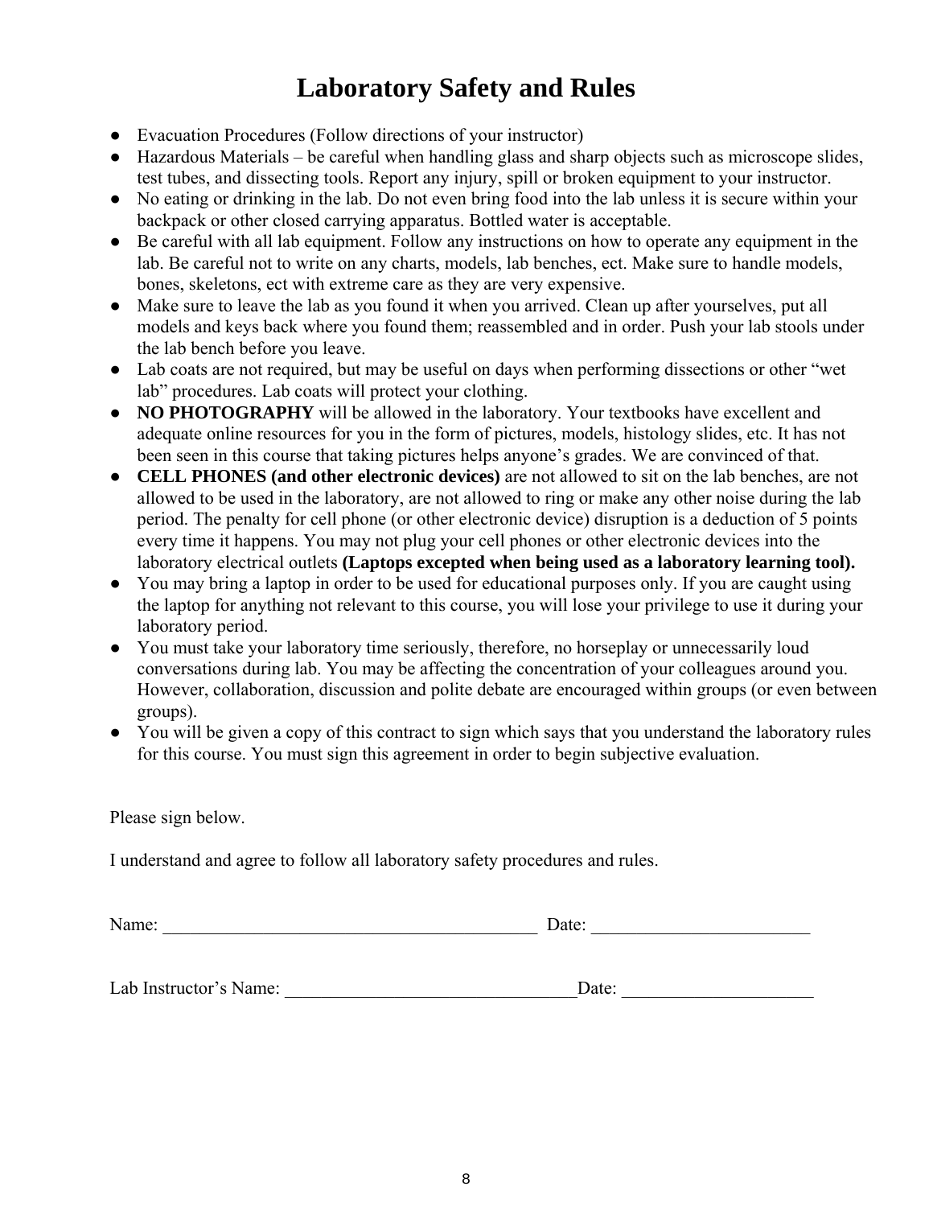# Laboratory Safety and Rules

- Evacuation Procedures (Follow directions of your instructor)
- Hazardous Materials – be careful when handling glass and sharp objects such as microscope slides, test tubes, and dissecting tools. Report any injury, spill or broken equipment to your instructor.
- No eating or drinking in the lab. Do not even bring food into the lab unless it is secure within your backpack or other closed carrying apparatus. Bottled water is acceptable.
- Be careful with all lab equipment. Follow any instructions on how to operate any equipment in the lab. Be careful not to write on any charts, models, lab benches, ect. Make sure to handle models, bones, skeletons, ect with extreme care as they are very expensive.
- Make sure to leave the lab as you found it when you arrived. Clean up after yourselves, put all models and keys back where you found them; reassembled and in order. Push your lab stools under the lab bench before you leave.
- Lab coats are not required, but may be useful on days when performing dissections or other "wet lab" procedures. Lab coats will protect your clothing.
- **NO PHOTOGRAPHY** will be allowed in the laboratory. Your textbooks have excellent and adequate online resources for you in the form of pictures, models, histology slides, etc. It has not been seen in this course that taking pictures helps anyone's grades. We are convinced of that.
- **CELL PHONES (and other electronic devices)** are not allowed to sit on the lab benches, are not allowed to be used in the laboratory, are not allowed to ring or make any other noise during the lab period. The penalty for cell phone (or other electronic device) disruption is a deduction of 5 points every time it happens. You may not plug your cell phones or other electronic devices into the laboratory electrical outlets **(Laptops excepted when being used as a laboratory learning tool).**
- You may bring a laptop in order to be used for educational purposes only. If you are caught using the laptop for anything not relevant to this course, you will lose your privilege to use it during your laboratory period.
- You must take your laboratory time seriously, therefore, no horseplay or unnecessarily loud conversations during lab. You may be affecting the concentration of your colleagues around you. However, collaboration, discussion and polite debate are encouraged within groups (or even between groups).
- You will be given a copy of this contract to sign which says that you understand the laboratory rules for this course. You must sign this agreement in order to begin subjective evaluation.

Please sign below.

I understand and agree to follow all laboratory safety procedures and rules.

Name: ___________________________________________ Date: _________________________

Lab Instructor's Name: _________________________________Date: ______________________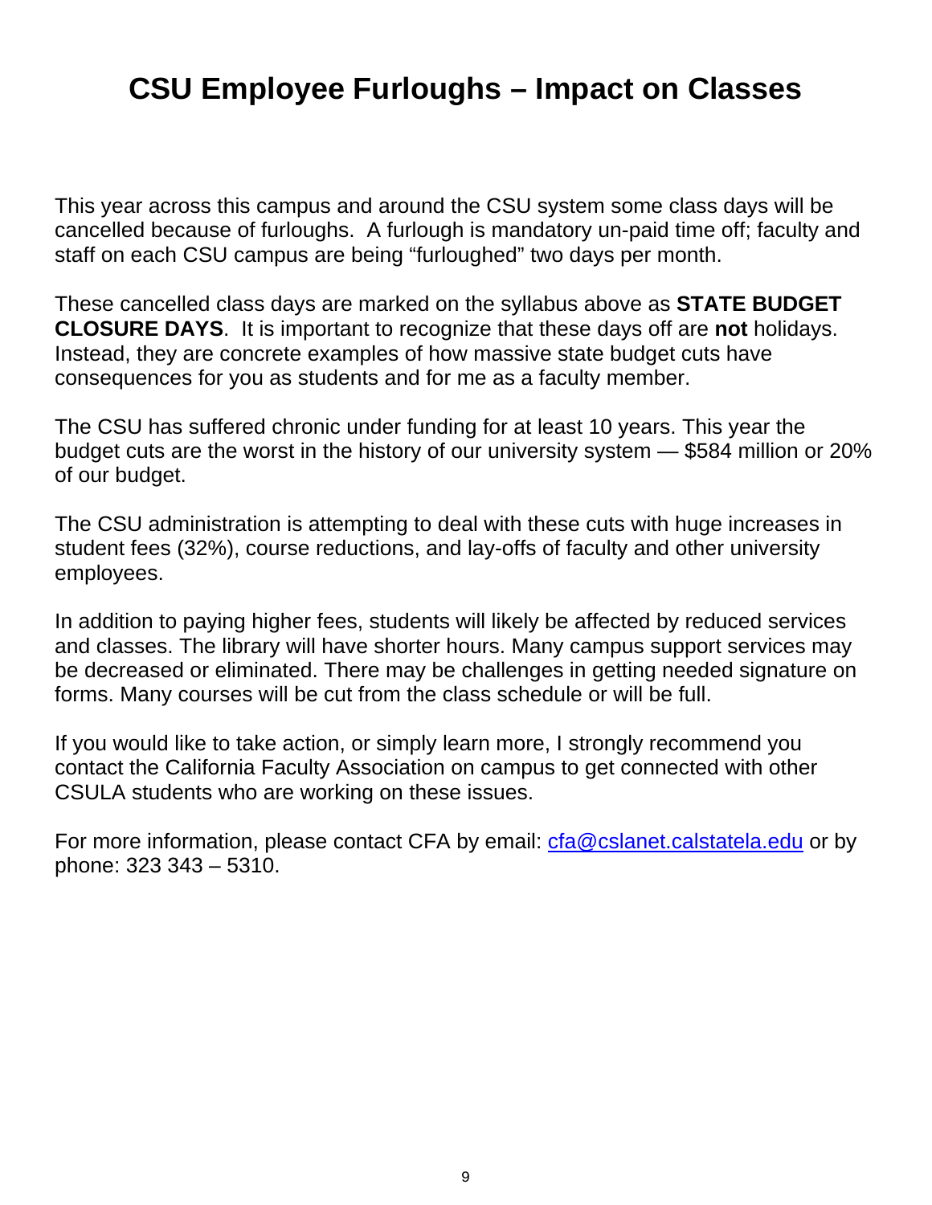# CSU Employee Furloughs – Impact on Classes

This year across this campus and around the CSU system some class days will be cancelled because of furloughs. A furlough is mandatory un-paid time off; faculty and staff on each CSU campus are being "furloughed" two days per month.

These cancelled class days are marked on the syllabus above as **STATE BUDGET CLOSURE DAYS**. It is important to recognize that these days off are **not** holidays. Instead, they are concrete examples of how massive state budget cuts have consequences for you as students and for me as a faculty member.

The CSU has suffered chronic under funding for at least 10 years. This year the budget cuts are the worst in the history of our university system — $584 million or 20% of our budget.

The CSU administration is attempting to deal with these cuts with huge increases in student fees (32%), course reductions, and lay-offs of faculty and other university employees.

In addition to paying higher fees, students will likely be affected by reduced services and classes. The library will have shorter hours. Many campus support services may be decreased or eliminated. There may be challenges in getting needed signature on forms. Many courses will be cut from the class schedule or will be full.

If you would like to take action, or simply learn more, I strongly recommend you contact the California Faculty Association on campus to get connected with other CSULA students who are working on these issues.

For more information, please contact CFA by email: cfa@cslanet.calstatela.edu or by phone: 323 343 – 5310.